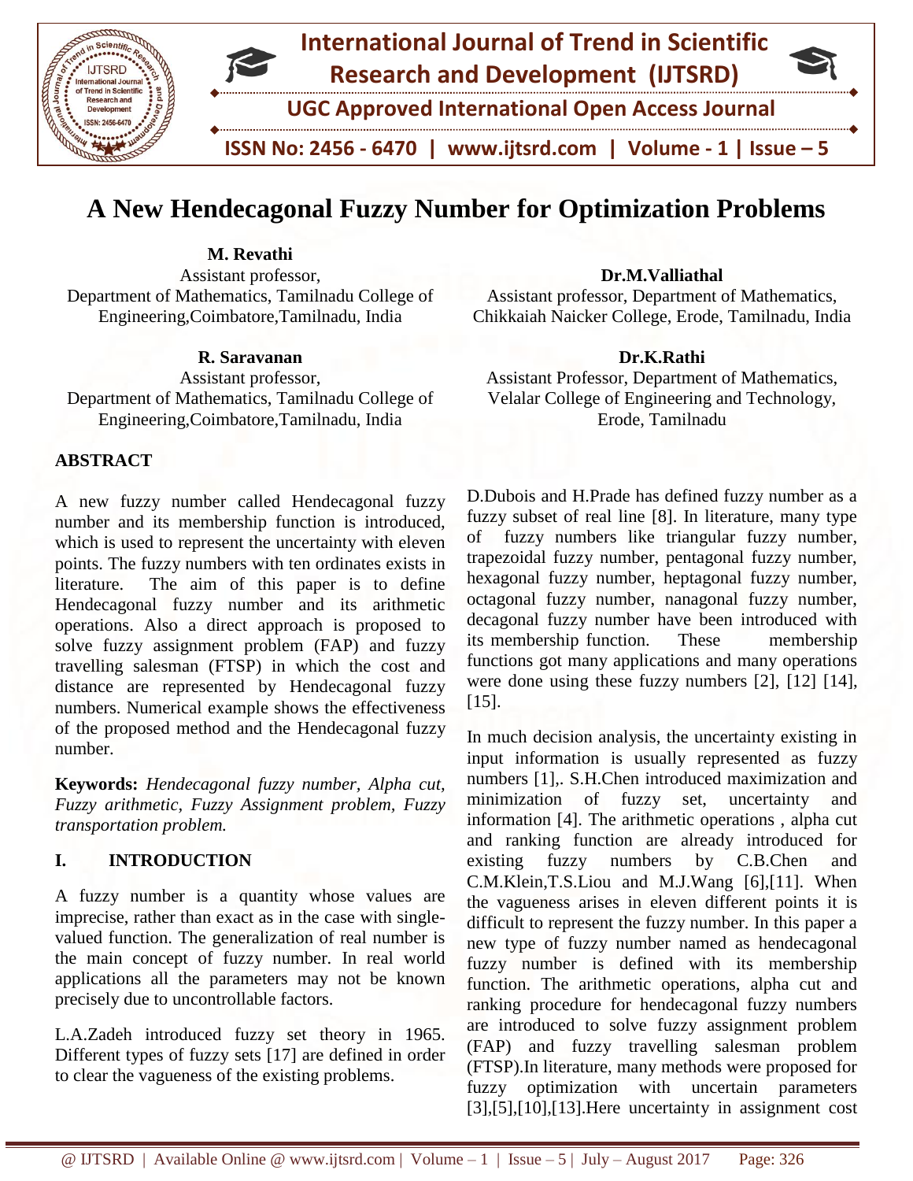# A New Hendecagonal Fuzzy Number for Optimization Problems

**M. Revathi**
Assistant professor,
Department of Mathematics, Tamilnadu College of Engineering,Coimbatore,Tamilnadu, India

**Dr.M.Valliathal**
Assistant professor, Department of Mathematics, Chikkaiah Naicker College, Erode, Tamilnadu, India

**R. Saravanan**
Assistant professor,
Department of Mathematics, Tamilnadu College of Engineering,Coimbatore,Tamilnadu, India

**Dr.K.Rathi**
Assistant Professor, Department of Mathematics, Velalar College of Engineering and Technology, Erode, Tamilnadu

## ABSTRACT

A new fuzzy number called Hendecagonal fuzzy number and its membership function is introduced, which is used to represent the uncertainty with eleven points. The fuzzy numbers with ten ordinates exists in literature. The aim of this paper is to define Hendecagonal fuzzy number and its arithmetic operations. Also a direct approach is proposed to solve fuzzy assignment problem (FAP) and fuzzy travelling salesman (FTSP) in which the cost and distance are represented by Hendecagonal fuzzy numbers. Numerical example shows the effectiveness of the proposed method and the Hendecagonal fuzzy number.

**Keywords:** *Hendecagonal fuzzy number, Alpha cut, Fuzzy arithmetic, Fuzzy Assignment problem, Fuzzy transportation problem.*

## I. INTRODUCTION

A fuzzy number is a quantity whose values are imprecise, rather than exact as in the case with single-valued function. The generalization of real number is the main concept of fuzzy number. In real world applications all the parameters may not be known precisely due to uncontrollable factors.

L.A.Zadeh introduced fuzzy set theory in 1965. Different types of fuzzy sets [17] are defined in order to clear the vagueness of the existing problems.

D.Dubois and H.Prade has defined fuzzy number as a fuzzy subset of real line [8]. In literature, many type of fuzzy numbers like triangular fuzzy number, trapezoidal fuzzy number, pentagonal fuzzy number, hexagonal fuzzy number, heptagonal fuzzy number, octagonal fuzzy number, nanagonal fuzzy number, decagonal fuzzy number have been introduced with its membership function. These membership functions got many applications and many operations were done using these fuzzy numbers [2], [12] [14], [15].

In much decision analysis, the uncertainty existing in input information is usually represented as fuzzy numbers [1],. S.H.Chen introduced maximization and minimization of fuzzy set, uncertainty and information [4]. The arithmetic operations , alpha cut and ranking function are already introduced for existing fuzzy numbers by C.B.Chen and C.M.Klein,T.S.Liou and M.J.Wang [6],[11]. When the vagueness arises in eleven different points it is difficult to represent the fuzzy number. In this paper a new type of fuzzy number named as hendecagonal fuzzy number is defined with its membership function. The arithmetic operations, alpha cut and ranking procedure for hendecagonal fuzzy numbers are introduced to solve fuzzy assignment problem (FAP) and fuzzy travelling salesman problem (FTSP).In literature, many methods were proposed for fuzzy optimization with uncertain parameters [3],[5],[10],[13].Here uncertainty in assignment cost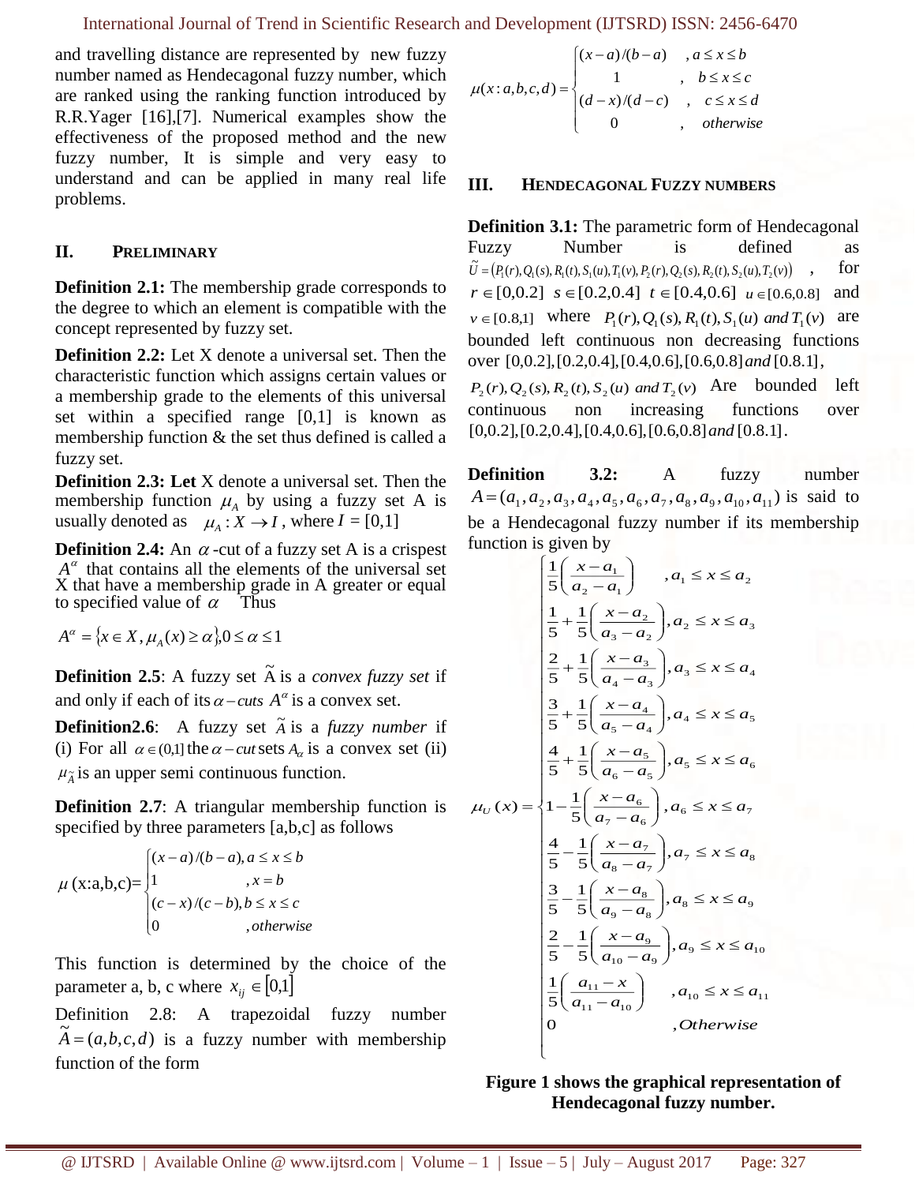and travelling distance are represented by new fuzzy number named as Hendecagonal fuzzy number, which are ranked using the ranking function introduced by R.R.Yager [16],[7]. Numerical examples show the effectiveness of the proposed method and the new fuzzy number, It is simple and very easy to understand and can be applied in many real life problems.

## II. PRELIMINARY

**Definition 2.1:** The membership grade corresponds to the degree to which an element is compatible with the concept represented by fuzzy set.

**Definition 2.2:** Let X denote a universal set. Then the characteristic function which assigns certain values or a membership grade to the elements of this universal set within a specified range [0,1] is known as membership function & the set thus defined is called a fuzzy set.

**Definition 2.3: Let** X denote a universal set. Then the membership function $\mu_A$ by using a fuzzy set A is usually denoted as $\mu_A : X \to I$, where $I$ = [0,1]

**Definition 2.4:** An $\alpha$-cut of a fuzzy set A is a crispest $A^{\alpha}$ that contains all the elements of the universal set X that have a membership grade in A greater or equal to specified value of $\alpha$ Thus

$$A^{\alpha} = \{x \in X, \mu_A(x) \geq \alpha\}, 0 \leq \alpha \leq 1$$

**Definition 2.5**: A fuzzy set $\tilde{A}$ is a *convex fuzzy set* if and only if each of its $\alpha-cuts$ $A^{\alpha}$ is a convex set.

**Definition2.6**: A fuzzy set $\tilde{A}$ is a *fuzzy number* if (i) For all $\alpha \in (0,1]$ the $\alpha-cut$ sets $A_{\alpha}$ is a convex set (ii) $\mu_{\tilde{A}}$ is an upper semi continuous function.

**Definition 2.7**: A triangular membership function is specified by three parameters [a,b,c] as follows

$$\mu\,(\text{x:a,b,c}) = \begin{cases} (x-a)/(b-a), a \leq x \leq b \\ 1 \qquad\qquad\quad , x = b \\ (c-x)/(c-b), b \leq x \leq c \\ 0 \qquad\qquad\quad , otherwise \end{cases}$$

This function is determined by the choice of the parameter a, b, c where $x_{ij} \in [0,1]$

Definition 2.8: A trapezoidal fuzzy number $\tilde{A} = (a, b, c, d)$ is a fuzzy number with membership function of the form

$$\mu(x : a, b, c, d) = \begin{cases} (x-a)/(b-a) & , a \leq x \leq b \\ 1 & , \ b \leq x \leq c \\ (d-x)/(d-c) & , \ c \leq x \leq d \\ 0 & , \ otherwise \end{cases}$$

## III. HENDECAGONAL FUZZY NUMBERS

**Definition 3.1:** The parametric form of Hendecagonal Fuzzy Number is defined as $\tilde{U} = (P_1(r), Q_1(s), R_1(t), S_1(u), T_1(v), P_2(r), Q_2(s), R_2(t), S_2(u), T_2(v))$, for $r \in [0,0.2]$ $s \in [0.2,0.4]$ $t \in [0.4,0.6]$ $u \in [0.6,0.8]$ and $v \in [0.8,1]$ where $P_1(r), Q_1(s), R_1(t), S_1(u)$ $and$ $T_1(v)$ are bounded left continuous non decreasing functions over $[0,0.2], [0.2,0.4], [0.4,0.6], [0.6,0.8]$ $and$ $[0.8.1]$, $P_2(r), Q_2(s), R_2(t), S_2(u)$ $and$ $T_2(v)$ Are bounded left continuous non increasing functions over $[0,0.2], [0.2,0.4], [0.4,0.6], [0.6,0.8]$ $and$ $[0.8.1]$.

**Definition 3.2:** A fuzzy number $A = (a_1, a_2, a_3, a_4, a_5, a_6, a_7, a_8, a_9, a_{10}, a_{11})$ is said to be a Hendecagonal fuzzy number if its membership function is given by

$$\mu_U(x) = \begin{cases} \frac{1}{5}\left(\frac{x-a_1}{a_2-a_1}\right) & , a_1 \leq x \leq a_2 \\ \frac{1}{5} + \frac{1}{5}\left(\frac{x-a_2}{a_3-a_2}\right) & , a_2 \leq x \leq a_3 \\ \frac{2}{5} + \frac{1}{5}\left(\frac{x-a_3}{a_4-a_3}\right) & , a_3 \leq x \leq a_4 \\ \frac{3}{5} + \frac{1}{5}\left(\frac{x-a_4}{a_5-a_4}\right) & , a_4 \leq x \leq a_5 \\ \frac{4}{5} + \frac{1}{5}\left(\frac{x-a_5}{a_6-a_5}\right) & , a_5 \leq x \leq a_6 \\ 1 - \frac{1}{5}\left(\frac{x-a_6}{a_7-a_6}\right) & , a_6 \leq x \leq a_7 \\ \frac{4}{5} - \frac{1}{5}\left(\frac{x-a_7}{a_8-a_7}\right) & , a_7 \leq x \leq a_8 \\ \frac{3}{5} - \frac{1}{5}\left(\frac{x-a_8}{a_9-a_8}\right) & , a_8 \leq x \leq a_9 \\ \frac{2}{5} - \frac{1}{5}\left(\frac{x-a_9}{a_{10}-a_9}\right) & , a_9 \leq x \leq a_{10} \\ \frac{1}{5}\left(\frac{a_{11}-x}{a_{11}-a_{10}}\right) & , a_{10} \leq x \leq a_{11} \\ 0 & , Otherwise \end{cases}$$

**Figure 1 shows the graphical representation of Hendecagonal fuzzy number.**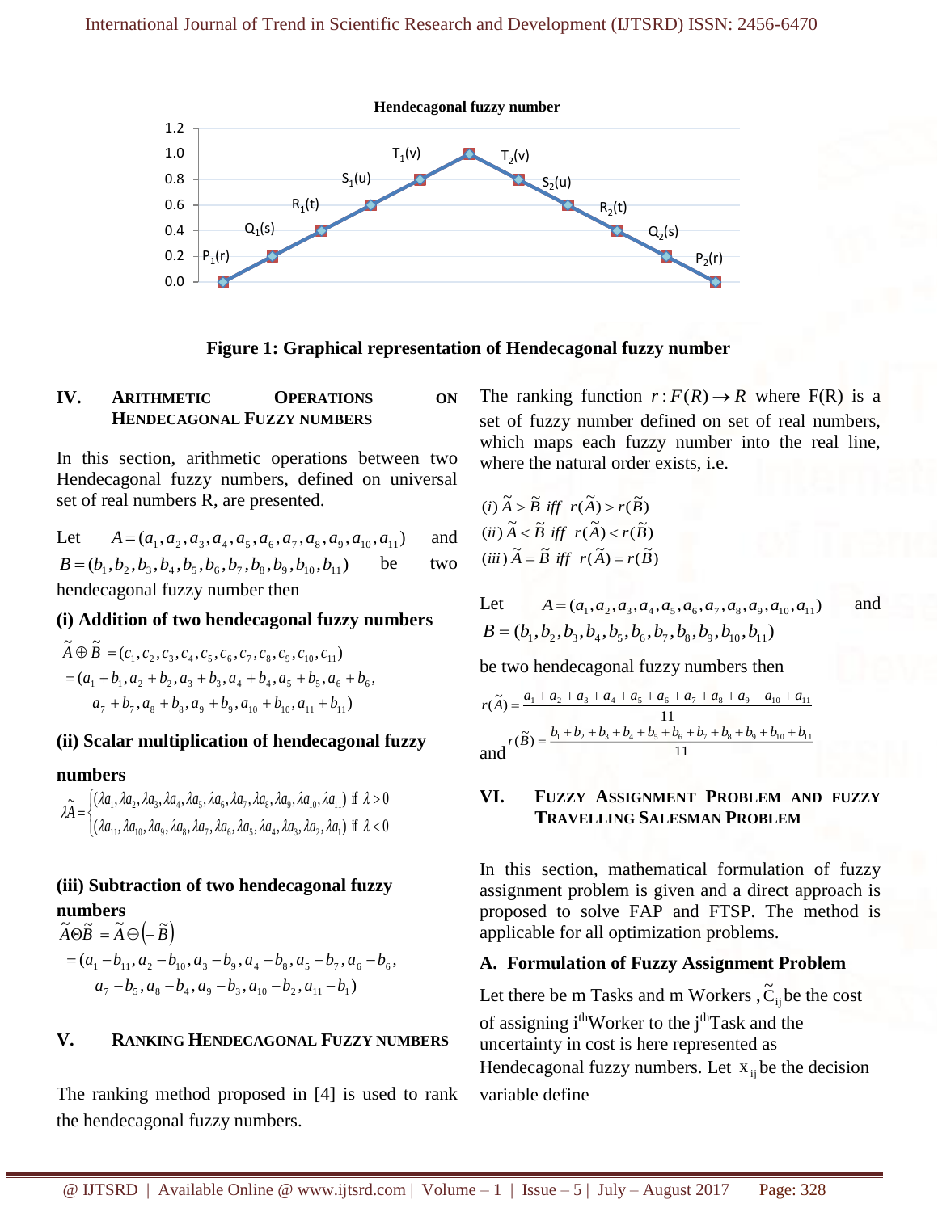Hendecagonal fuzzy number

Figure 1: Graphical representation of Hendecagonal fuzzy number

## IV. ARITHMETIC OPERATIONS ON HENDECAGONAL FUZZY NUMBERS

In this section, arithmetic operations between two Hendecagonal fuzzy numbers, defined on universal set of real numbers R, are presented.

Let $A = (a_1, a_2, a_3, a_4, a_5, a_6, a_7, a_8, a_9, a_{10}, a_{11})$ and $B = (b_1, b_2, b_3, b_4, b_5, b_6, b_7, b_8, b_9, b_{10}, b_{11})$ be two hendecagonal fuzzy number then

**(i) Addition of two hendecagonal fuzzy numbers**

$$\begin{aligned}\tilde{A} \oplus \tilde{B} &= (c_1, c_2, c_3, c_4, c_5, c_6, c_7, c_8, c_9, c_{10}, c_{11}) \\ &= (a_1 + b_1, a_2 + b_2, a_3 + b_3, a_4 + b_4, a_5 + b_5, a_6 + b_6, \\ &\quad a_7 + b_7, a_8 + b_8, a_9 + b_9, a_{10} + b_{10}, a_{11} + b_{11})\end{aligned}$$

**(ii) Scalar multiplication of hendecagonal fuzzy numbers**

$$\lambda\tilde{A} = \begin{cases} (\lambda a_1, \lambda a_2, \lambda a_3, \lambda a_4, \lambda a_5, \lambda a_6, \lambda a_7, \lambda a_8, \lambda a_9, \lambda a_{10}, \lambda a_{11}) & \text{if } \lambda > 0 \\ (\lambda a_{11}, \lambda a_{10}, \lambda a_9, \lambda a_8, \lambda a_7, \lambda a_6, \lambda a_5, \lambda a_4, \lambda a_3, \lambda a_2, \lambda a_1) & \text{if } \lambda < 0 \end{cases}$$

**(iii) Subtraction of two hendecagonal fuzzy numbers**

$$\begin{aligned}\tilde{A} \Theta \tilde{B} &= \tilde{A} \oplus \left(-\tilde{B}\right) \\ &= (a_1 - b_{11}, a_2 - b_{10}, a_3 - b_9, a_4 - b_8, a_5 - b_7, a_6 - b_6, \\ &\quad a_7 - b_5, a_8 - b_4, a_9 - b_3, a_{10} - b_2, a_{11} - b_1)\end{aligned}$$

## V. RANKING HENDECAGONAL FUZZY NUMBERS

The ranking method proposed in [4] is used to rank the hendecagonal fuzzy numbers.

The ranking function $r : F(R) \rightarrow R$ where F(R) is a set of fuzzy number defined on set of real numbers, which maps each fuzzy number into the real line, where the natural order exists, i.e.

$$(i)\ \tilde{A} > \tilde{B} \ \text{iff} \ r(\tilde{A}) > r(\tilde{B})$$
$$(ii)\ \tilde{A} < \tilde{B} \ \text{iff} \ r(\tilde{A}) < r(\tilde{B})$$
$$(iii)\ \tilde{A} = \tilde{B} \ \text{iff} \ r(\tilde{A}) = r(\tilde{B})$$

Let $A = (a_1, a_2, a_3, a_4, a_5, a_6, a_7, a_8, a_9, a_{10}, a_{11})$ and $B = (b_1, b_2, b_3, b_4, b_5, b_6, b_7, b_8, b_9, b_{10}, b_{11})$

be two hendecagonal fuzzy numbers then

$$r(\tilde{A}) = \frac{a_1 + a_2 + a_3 + a_4 + a_5 + a_6 + a_7 + a_8 + a_9 + a_{10} + a_{11}}{11}$$

and $$r(\tilde{B}) = \frac{b_1 + b_2 + b_3 + b_4 + b_5 + b_6 + b_7 + b_8 + b_9 + b_{10} + b_{11}}{11}$$

## VI. FUZZY ASSIGNMENT PROBLEM AND FUZZY TRAVELLING SALESMAN PROBLEM

In this section, mathematical formulation of fuzzy assignment problem is given and a direct approach is proposed to solve FAP and FTSP. The method is applicable for all optimization problems.

### A. Formulation of Fuzzy Assignment Problem

Let there be m Tasks and m Workers , $\tilde{C}_{ij}$ be the cost of assigning i[th] Worker to the j[th] Task and the uncertainty in cost is here represented as Hendecagonal fuzzy numbers. Let $x_{ij}$ be the decision variable define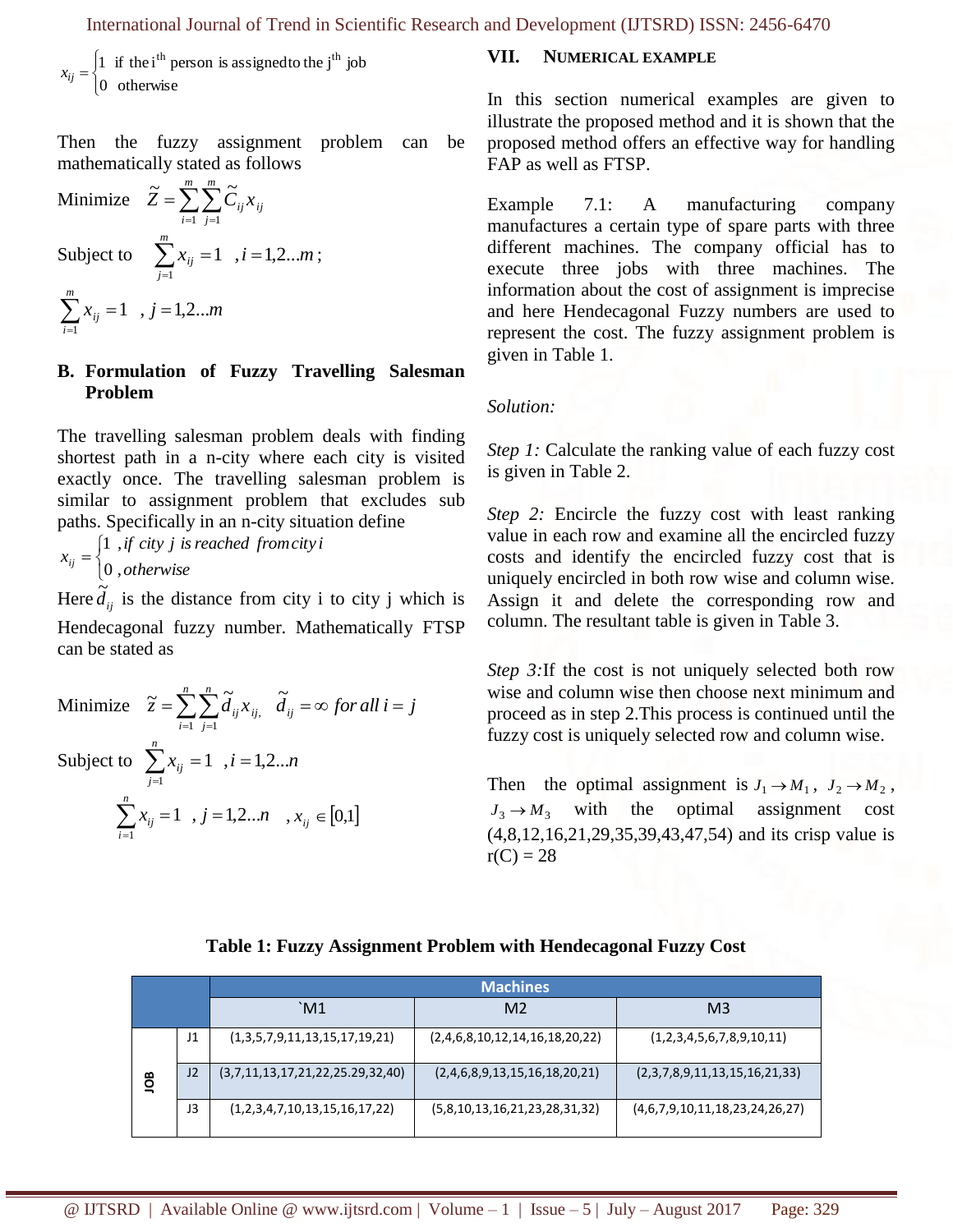$$x_{ij} = \begin{cases} 1 & \text{if the } i^{th} \text{ person is assigned to the } j^{th} \text{ job} \\ 0 & \text{otherwise} \end{cases}$$

Then the fuzzy assignment problem can be mathematically stated as follows

Minimize $\tilde{Z} = \sum_{i=1}^{m}\sum_{j=1}^{m}\tilde{C}_{ij}x_{ij}$

Subject to $\sum_{j=1}^{m}x_{ij} = 1 \quad , i = 1,2...m;$

$\sum_{i=1}^{m}x_{ij} = 1 \quad , j = 1,2...m$

### B. Formulation of Fuzzy Travelling Salesman Problem

The travelling salesman problem deals with finding shortest path in a n-city where each city is visited exactly once. The travelling salesman problem is similar to assignment problem that excludes sub paths. Specifically in an n-city situation define

$$x_{ij} = \begin{cases} 1 & , \textit{if city } j \textit{ is reached from city } i \\ 0 & , \textit{otherwise} \end{cases}$$

Here $\tilde{d}_{ij}$ is the distance from city i to city j which is Hendecagonal fuzzy number. Mathematically FTSP can be stated as

Minimize $\tilde{z} = \sum_{i=1}^{n}\sum_{j=1}^{n}\tilde{d}_{ij}x_{ij}, \quad \tilde{d}_{ij} = \infty \textit{ for all } i = j$

Subject to $\sum_{j=1}^{n}x_{ij} = 1 \quad , i = 1,2...n$

$\sum_{i=1}^{n}x_{ij} = 1 \quad , j = 1,2...n \quad , x_{ij} \in [0,1]$

## VII. NUMERICAL EXAMPLE

In this section numerical examples are given to illustrate the proposed method and it is shown that the proposed method offers an effective way for handling FAP as well as FTSP.

Example 7.1: A manufacturing company manufactures a certain type of spare parts with three different machines. The company official has to execute three jobs with three machines. The information about the cost of assignment is imprecise and here Hendecagonal Fuzzy numbers are used to represent the cost. The fuzzy assignment problem is given in Table 1.

*Solution:*

*Step 1:* Calculate the ranking value of each fuzzy cost is given in Table 2.

*Step 2:* Encircle the fuzzy cost with least ranking value in each row and examine all the encircled fuzzy costs and identify the encircled fuzzy cost that is uniquely encircled in both row wise and column wise. Assign it and delete the corresponding row and column. The resultant table is given in Table 3.

*Step 3:* If the cost is not uniquely selected both row wise and column wise then choose next minimum and proceed as in step 2. This process is continued until the fuzzy cost is uniquely selected row and column wise.

Then the optimal assignment is $J_1 \rightarrow M_1$, $J_2 \rightarrow M_2$, $J_3 \rightarrow M_3$ with the optimal assignment cost (4,8,12,16,21,29,35,39,43,47,54) and its crisp value is r(C) = 28

**Table 1: Fuzzy Assignment Problem with Hendecagonal Fuzzy Cost**

| | | Machines | | |
|---|---|---|---|---|
| | | `M1 | M2 | M3 |
| JOB | J1 | (1,3,5,7,9,11,13,15,17,19,21) | (2,4,6,8,10,12,14,16,18,20,22) | (1,2,3,4,5,6,7,8,9,10,11) |
| | J2 | (3,7,11,13,17,21,22,25.29,32,40) | (2,4,6,8,9,13,15,16,18,20,21) | (2,3,7,8,9,11,13,15,16,21,33) |
| | J3 | (1,2,3,4,7,10,13,15,16,17,22) | (5,8,10,13,16,21,23,28,31,32) | (4,6,7,9,10,11,18,23,24,26,27) |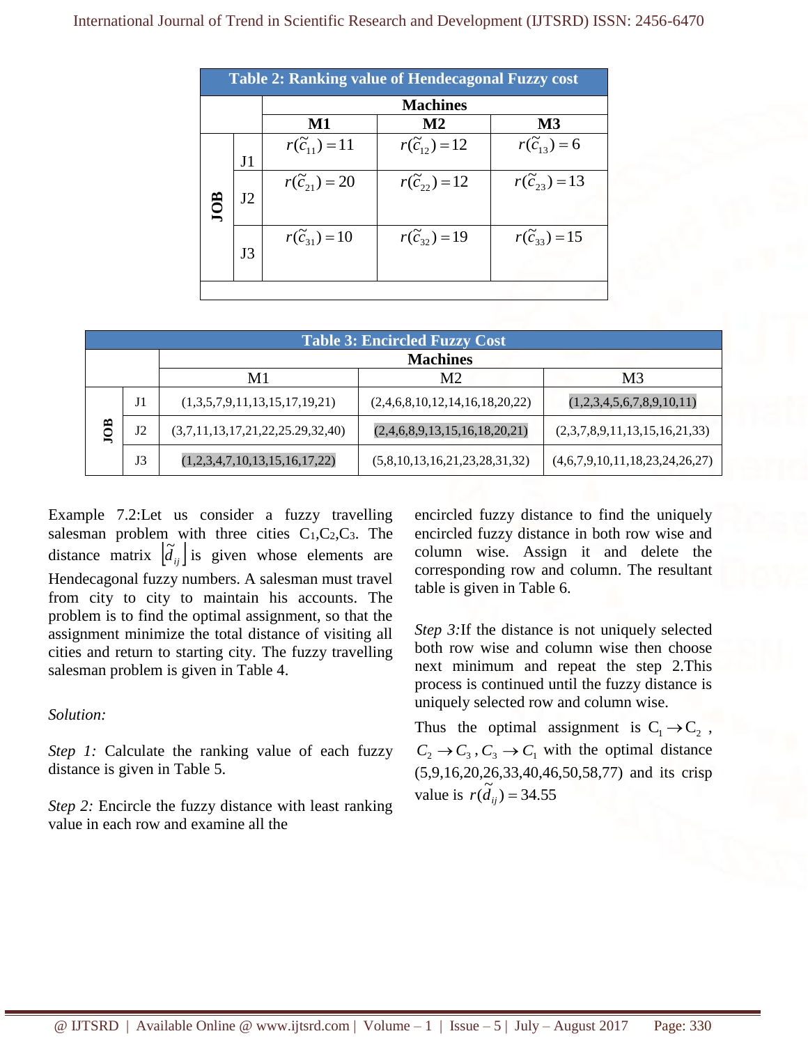**Table 2: Ranking value of Hendecagonal Fuzzy cost**

| | | Machines | | |
|---|---|---|---|---|
| | | **M1** | **M2** | **M3** |
| **JOB** | J1 | $r(\tilde{c}_{11}) = 11$ | $r(\tilde{c}_{12}) = 12$ | $r(\tilde{c}_{13}) = 6$ |
| | J2 | $r(\tilde{c}_{21}) = 20$ | $r(\tilde{c}_{22}) = 12$ | $r(\tilde{c}_{23}) = 13$ |
| | J3 | $r(\tilde{c}_{31}) = 10$ | $r(\tilde{c}_{32}) = 19$ | $r(\tilde{c}_{33}) = 15$ |

**Table 3: Encircled Fuzzy Cost**

| | | Machines | | |
|---|---|---|---|---|
| | | M1 | M2 | M3 |
| **JOB** | J1 | (1,3,5,7,9,11,13,15,17,19,21) | (2,4,6,8,10,12,14,16,18,20,22) | (1,2,3,4,5,6,7,8,9,10,11) |
| | J2 | (3,7,11,13,17,21,22,25.29,32,40) | (2,4,6,8,9,13,15,16,18,20,21) | (2,3,7,8,9,11,13,15,16,21,33) |
| | J3 | (1,2,3,4,7,10,13,15,16,17,22) | (5,8,10,13,16,21,23,28,31,32) | (4,6,7,9,10,11,18,23,24,26,27) |

Example 7.2:Let us consider a fuzzy travelling salesman problem with three cities $C_1, C_2, C_3$. The distance matrix $\left[\tilde{d}_{ij}\right]$ is given whose elements are Hendecagonal fuzzy numbers. A salesman must travel from city to city to maintain his accounts. The problem is to find the optimal assignment, so that the assignment minimize the total distance of visiting all cities and return to starting city. The fuzzy travelling salesman problem is given in Table 4.

*Solution:*

*Step 1:* Calculate the ranking value of each fuzzy distance is given in Table 5.

*Step 2:* Encircle the fuzzy distance with least ranking value in each row and examine all the encircled fuzzy distance to find the uniquely encircled fuzzy distance in both row wise and column wise. Assign it and delete the corresponding row and column. The resultant table is given in Table 6.

*Step 3:* If the distance is not uniquely selected both row wise and column wise then choose next minimum and repeat the step 2.This process is continued until the fuzzy distance is uniquely selected row and column wise.

Thus the optimal assignment is $C_1 \to C_2$, $C_2 \to C_3$, $C_3 \to C_1$ with the optimal distance (5,9,16,20,26,33,40,46,50,58,77) and its crisp value is $r(\tilde{d}_{ij}) = 34.55$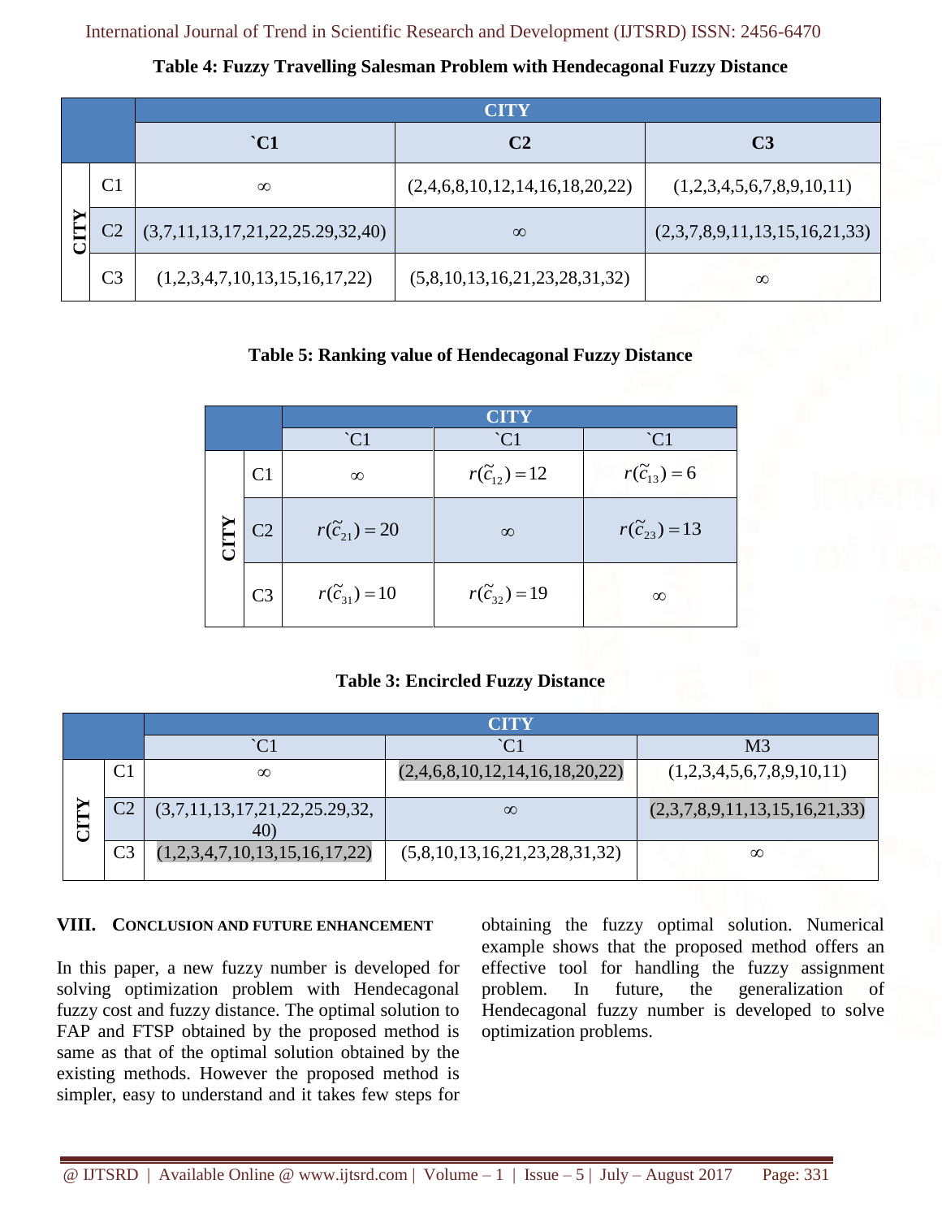**Table 4: Fuzzy Travelling Salesman Problem with Hendecagonal Fuzzy Distance**

| | | CITY | | |
|---|---|---|---|---|
| | | `C1 | C2 | C3 |
| CITY | C1 | ∞ | (2,4,6,8,10,12,14,16,18,20,22) | (1,2,3,4,5,6,7,8,9,10,11) |
| | C2 | (3,7,11,13,17,21,22,25.29,32,40) | ∞ | (2,3,7,8,9,11,13,15,16,21,33) |
| | C3 | (1,2,3,4,7,10,13,15,16,17,22) | (5,8,10,13,16,21,23,28,31,32) | ∞ |

**Table 5: Ranking value of Hendecagonal Fuzzy Distance**

| | | CITY | | |
|---|---|---|---|---|
| | | `C1 | `C1 | `C1 |
| CITY | C1 | ∞ | $r(\tilde{c}_{12}) = 12$ | $r(\tilde{c}_{13}) = 6$ |
| | C2 | $r(\tilde{c}_{21}) = 20$ | ∞ | $r(\tilde{c}_{23}) = 13$ |
| | C3 | $r(\tilde{c}_{31}) = 10$ | $r(\tilde{c}_{32}) = 19$ | ∞ |

**Table 3: Encircled Fuzzy Distance**

| | | CITY | | |
|---|---|---|---|---|
| | | `C1 | `C1 | M3 |
| CITY | C1 | ∞ | (2,4,6,8,10,12,14,16,18,20,22) | (1,2,3,4,5,6,7,8,9,10,11) |
| | C2 | (3,7,11,13,17,21,22,25.29,32, 40) | ∞ | (2,3,7,8,9,11,13,15,16,21,33) |
| | C3 | (1,2,3,4,7,10,13,15,16,17,22) | (5,8,10,13,16,21,23,28,31,32) | ∞ |

## VIII. CONCLUSION AND FUTURE ENHANCEMENT

In this paper, a new fuzzy number is developed for solving optimization problem with Hendecagonal fuzzy cost and fuzzy distance. The optimal solution to FAP and FTSP obtained by the proposed method is same as that of the optimal solution obtained by the existing methods. However the proposed method is simpler, easy to understand and it takes few steps for obtaining the fuzzy optimal solution. Numerical example shows that the proposed method offers an effective tool for handling the fuzzy assignment problem. In future, the generalization of Hendecagonal fuzzy number is developed to solve optimization problems.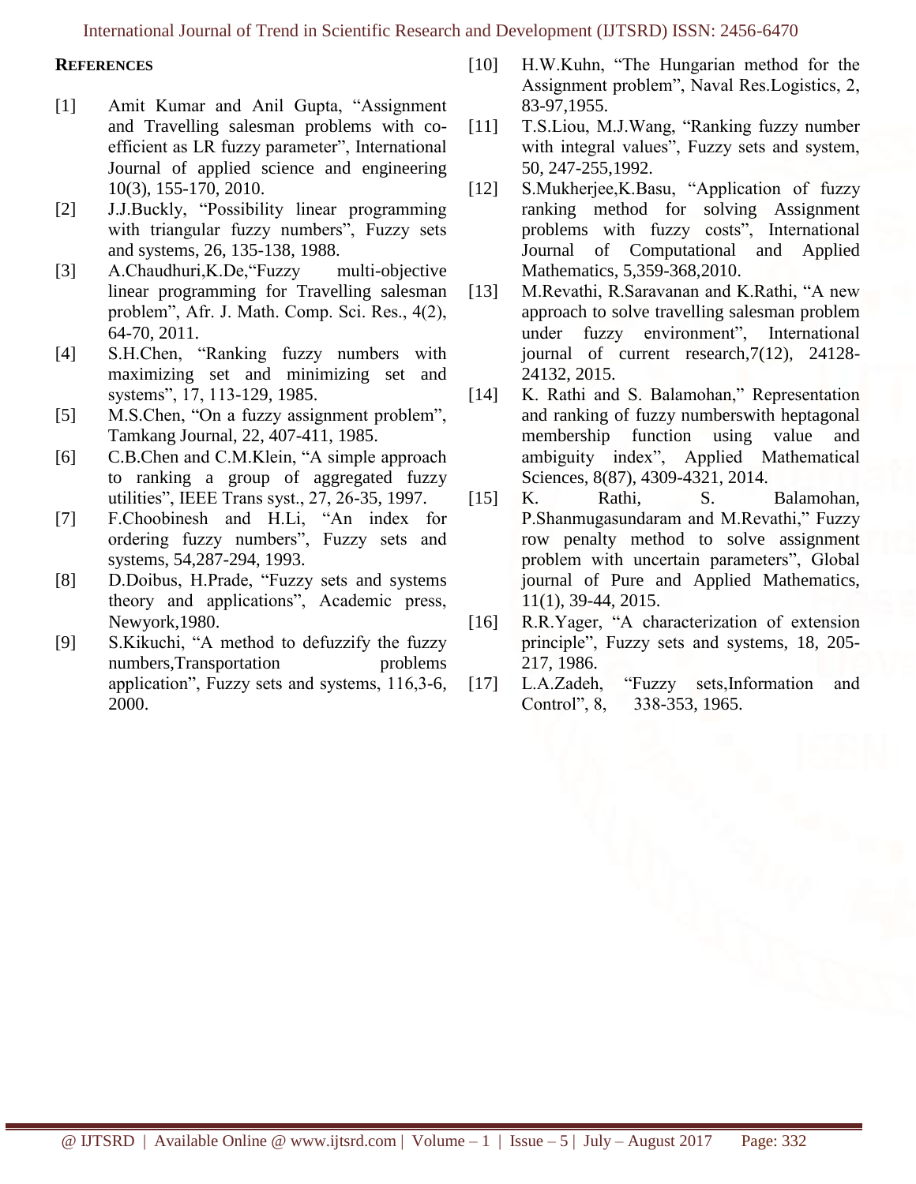## REFERENCES

[1] Amit Kumar and Anil Gupta, "Assignment and Travelling salesman problems with co-efficient as LR fuzzy parameter", International Journal of applied science and engineering 10(3), 155-170, 2010.

[2] J.J.Buckly, "Possibility linear programming with triangular fuzzy numbers", Fuzzy sets and systems, 26, 135-138, 1988.

[3] A.Chaudhuri,K.De,"Fuzzy multi-objective linear programming for Travelling salesman problem", Afr. J. Math. Comp. Sci. Res., 4(2), 64-70, 2011.

[4] S.H.Chen, "Ranking fuzzy numbers with maximizing set and minimizing set and systems", 17, 113-129, 1985.

[5] M.S.Chen, "On a fuzzy assignment problem", Tamkang Journal, 22, 407-411, 1985.

[6] C.B.Chen and C.M.Klein, "A simple approach to ranking a group of aggregated fuzzy utilities", IEEE Trans syst., 27, 26-35, 1997.

[7] F.Choobinesh and H.Li, "An index for ordering fuzzy numbers", Fuzzy sets and systems, 54,287-294, 1993.

[8] D.Doibus, H.Prade, "Fuzzy sets and systems theory and applications", Academic press, Newyork,1980.

[9] S.Kikuchi, "A method to defuzzify the fuzzy numbers,Transportation problems application", Fuzzy sets and systems, 116,3-6, 2000.

[10] H.W.Kuhn, "The Hungarian method for the Assignment problem", Naval Res.Logistics, 2, 83-97,1955.

[11] T.S.Liou, M.J.Wang, "Ranking fuzzy number with integral values", Fuzzy sets and system, 50, 247-255,1992.

[12] S.Mukherjee,K.Basu, "Application of fuzzy ranking method for solving Assignment problems with fuzzy costs", International Journal of Computational and Applied Mathematics, 5,359-368,2010.

[13] M.Revathi, R.Saravanan and K.Rathi, "A new approach to solve travelling salesman problem under fuzzy environment", International journal of current research,7(12), 24128-24132, 2015.

[14] K. Rathi and S. Balamohan," Representation and ranking of fuzzy numberswith heptagonal membership function using value and ambiguity index", Applied Mathematical Sciences, 8(87), 4309-4321, 2014.

[15] K. Rathi, S. Balamohan, P.Shanmugasundaram and M.Revathi," Fuzzy row penalty method to solve assignment problem with uncertain parameters", Global journal of Pure and Applied Mathematics, 11(1), 39-44, 2015.

[16] R.R.Yager, "A characterization of extension principle", Fuzzy sets and systems, 18, 205-217, 1986.

[17] L.A.Zadeh, "Fuzzy sets,Information and Control", 8, 338-353, 1965.